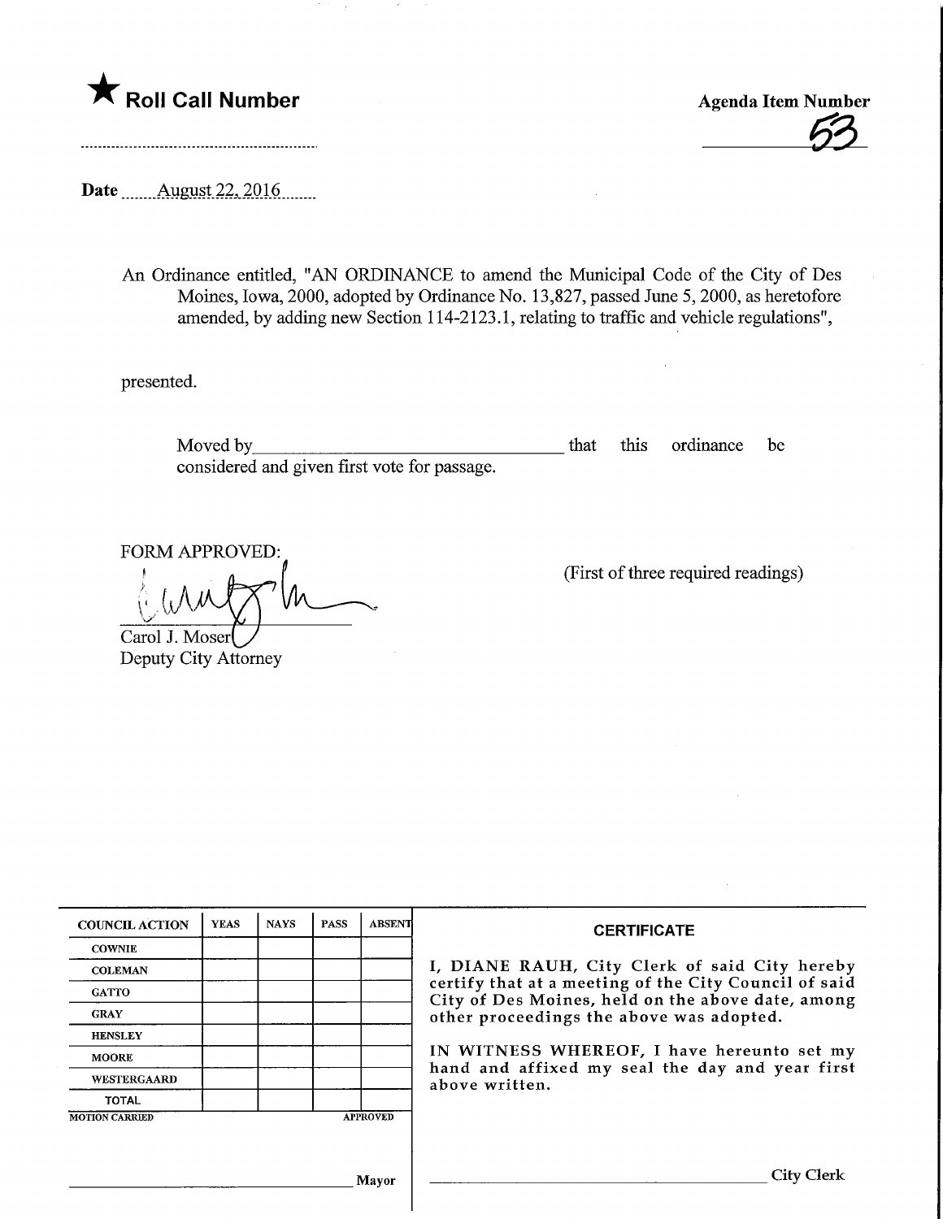★ **Roll Call Number**

**Agenda Item Number**

53

Date August 22, 2016

An Ordinance entitled, "AN ORDINANCE to amend the Municipal Code of the City of Des Moines, Iowa, 2000, adopted by Ordinance No. 13,827, passed June 5, 2000, as heretofore amended, by adding new Section 114-2123.1, relating to traffic and vehicle regulations",

presented.

Moved by__________________________________ that this ordinance be considered and given first vote for passage.

FORM APPROVED:

Carol J. Moser
Deputy City Attorney

(First of three required readings)

| COUNCIL ACTION | YEAS | NAYS | PASS | ABSENT |
|---|---|---|---|---|
| COWNIE | | | | |
| COLEMAN | | | | |
| GATTO | | | | |
| GRAY | | | | |
| HENSLEY | | | | |
| MOORE | | | | |
| WESTERGAARD | | | | |
| TOTAL | | | | |

MOTION CARRIED APPROVED

__________________________ Mayor

**CERTIFICATE**

I, DIANE RAUH, City Clerk of said City hereby certify that at a meeting of the City Council of said City of Des Moines, held on the above date, among other proceedings the above was adopted.

IN WITNESS WHEREOF, I have hereunto set my hand and affixed my seal the day and year first above written.

__________________________ City Clerk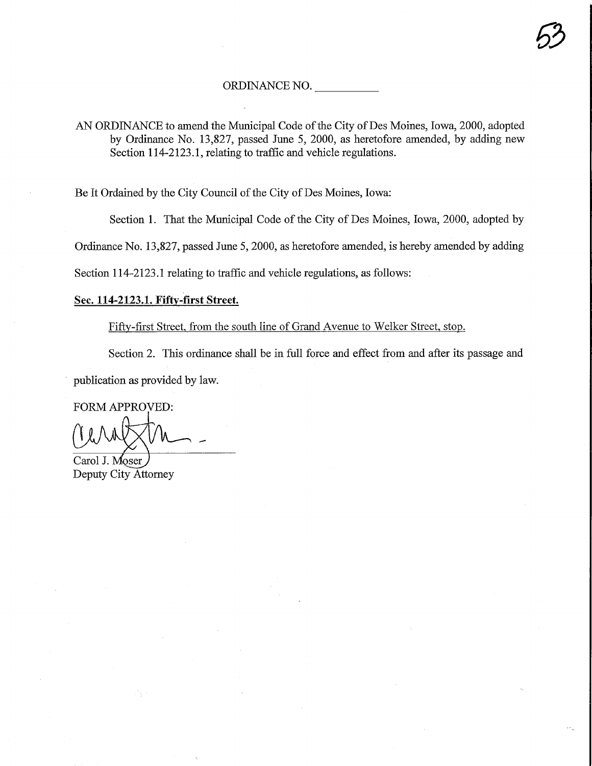ORDINANCE NO. \_\_\_\_\_\_\_\_\_\_

AN ORDINANCE to amend the Municipal Code of the City of Des Moines, Iowa, 2000, adopted by Ordinance No. 13,827, passed June 5, 2000, as heretofore amended, by adding new Section 114-2123.1, relating to traffic and vehicle regulations.

Be It Ordained by the City Council of the City of Des Moines, Iowa:

Section 1. That the Municipal Code of the City of Des Moines, Iowa, 2000, adopted by Ordinance No. 13,827, passed June 5, 2000, as heretofore amended, is hereby amended by adding Section 114-2123.1 relating to traffic and vehicle regulations, as follows:

**Sec. 114-2123.1. Fifty-first Street.**

Fifty-first Street, from the south line of Grand Avenue to Welker Street, stop.

Section 2. This ordinance shall be in full force and effect from and after its passage and publication as provided by law.

FORM APPROVED:

Carol J. Moser
Deputy City Attorney